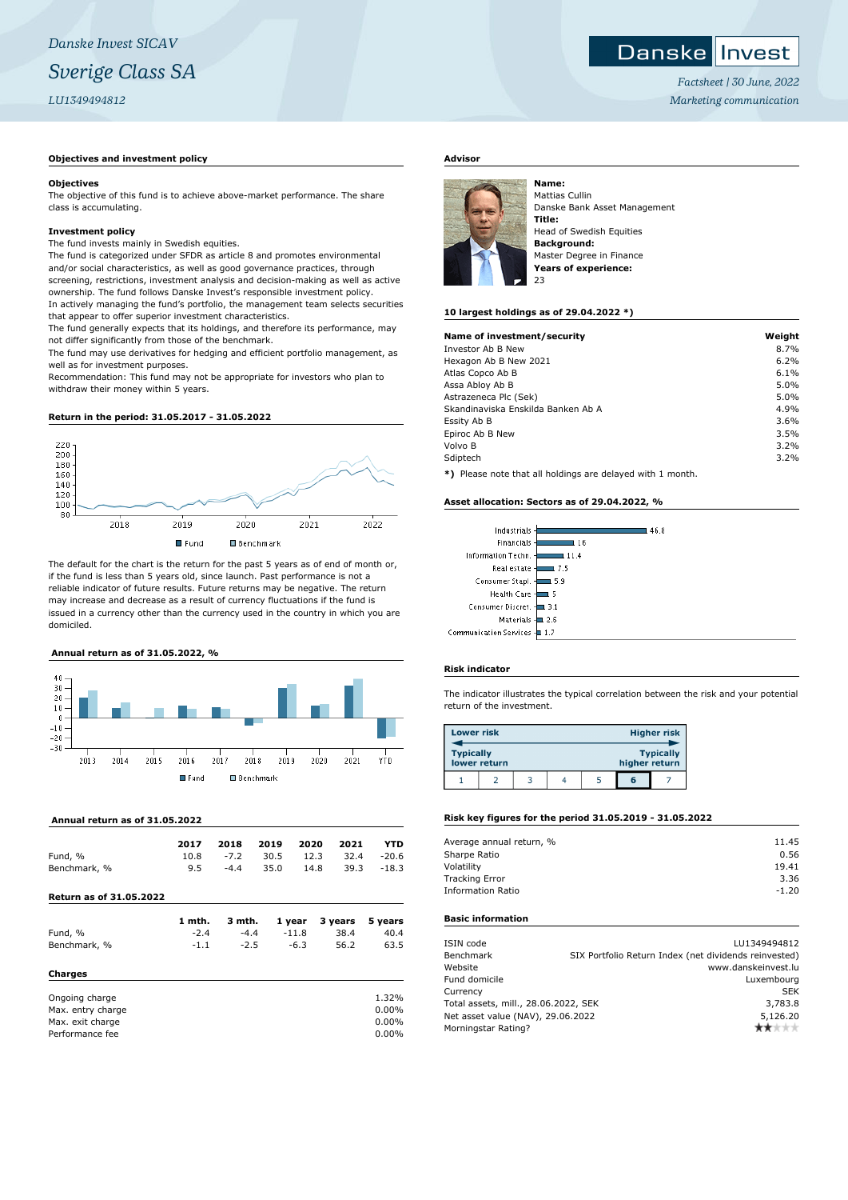*Danske Invest SICAV*

# *Sverige Class SA*

*LU1349494812*

*Factsheet | 30 June, 2022*

*Marketing communication*

## Objectives and investment policy

**Objectives**

The objective of this fund is to achieve above-market performance. The share class is accumulating.

**Investment policy**

The fund invests mainly in Swedish equities.

The fund is categorized under SFDR as article 8 and promotes environmental and/or social characteristics, as well as good governance practices, through screening, restrictions, investment analysis and decision-making as well as active ownership. The fund follows Danske Invest's responsible investment policy.

In actively managing the fund's portfolio, the management team selects securities that appear to offer superior investment characteristics.

The fund generally expects that its holdings, and therefore its performance, may not differ significantly from those of the benchmark.

The fund may use derivatives for hedging and efficient portfolio management, as well as for investment purposes.

Recommendation: This fund may not be appropriate for investors who plan to withdraw their money within 5 years.

## Return in the period: 31.05.2017 - 31.05.2022

Fund | Benchmark

The default for the chart is the return for the past 5 years as of end of month or, if the fund is less than 5 years old, since launch. Past performance is not a reliable indicator of future results. Future returns may be negative. The return may increase and decrease as a result of currency fluctuations if the fund is issued in a currency other than the currency used in the country in which you are domiciled.

## Annual return as of 31.05.2022, %

Fund | Benchmark

## Annual return as of 31.05.2022

| | 2017 | 2018 | 2019 | 2020 | 2021 | YTD |
|---|---|---|---|---|---|---|
| Fund, % | 10.8 | -7.2 | 30.5 | 12.3 | 32.4 | -20.6 |
| Benchmark, % | 9.5 | -4.4 | 35.0 | 14.8 | 39.3 | -18.3 |

## Return as of 31.05.2022

| | 1 mth. | 3 mth. | 1 year | 3 years | 5 years |
|---|---|---|---|---|---|
| Fund, % | -2.4 | -4.4 | -11.8 | 38.4 | 40.4 |
| Benchmark, % | -1.1 | -2.5 | -6.3 | 56.2 | 63.5 |

## Charges

| | |
|---|---|
| Ongoing charge | 1.32% |
| Max. entry charge | 0.00% |
| Max. exit charge | 0.00% |
| Performance fee | 0.00% |

## Advisor

**Name:**
Mattias Cullin
Danske Bank Asset Management

**Title:**
Head of Swedish Equities

**Background:**
Master Degree in Finance

**Years of experience:**
23

## 10 largest holdings as of 29.04.2022 *)

| Name of investment/security | Weight |
|---|---|
| Investor Ab B New | 8.7% |
| Hexagon Ab B New 2021 | 6.2% |
| Atlas Copco Ab B | 6.1% |
| Assa Abloy Ab B | 5.0% |
| Astrazeneca Plc (Sek) | 5.0% |
| Skandinaviska Enskilda Banken Ab A | 4.9% |
| Essity Ab B | 3.6% |
| Epiroc Ab B New | 3.5% |
| Volvo B | 3.2% |
| Sdiptech | 3.2% |

**\*)** Please note that all holdings are delayed with 1 month.

## Asset allocation: Sectors as of 29.04.2022, %

| Sector | % |
|---|---|
| Industrials | 46.8 |
| Financials | 16 |
| Information Techn. | 11.4 |
| Real estate | 7.5 |
| Consumer Stapl. | 5.9 |
| Health Care | 5 |
| Consumer Discret. | 3.1 |
| Materials | 2.6 |
| Communication Services | 1.7 |

## Risk indicator

The indicator illustrates the typical correlation between the risk and your potential return of the investment.

| Lower risk | | | | | | Higher risk |
|---|---|---|---|---|---|---|
| Typically lower return | | | | | | Typically higher return |
| 1 | 2 | 3 | 4 | 5 | **6** | 7 |

## Risk key figures for the period 31.05.2019 - 31.05.2022

| | |
|---|---|
| Average annual return, % | 11.45 |
| Sharpe Ratio | 0.56 |
| Volatility | 19.41 |
| Tracking Error | 3.36 |
| Information Ratio | -1.20 |

## Basic information

| | |
|---|---|
| ISIN code | LU1349494812 |
| Benchmark | SIX Portfolio Return Index (net dividends reinvested) |
| Website | www.danskeinvest.lu |
| Fund domicile | Luxembourg |
| Currency | SEK |
| Total assets, mill., 28.06.2022, SEK | 3,783.8 |
| Net asset value (NAV), 29.06.2022 | 5,126.20 |
| Morningstar Rating? | ★★☆☆☆ |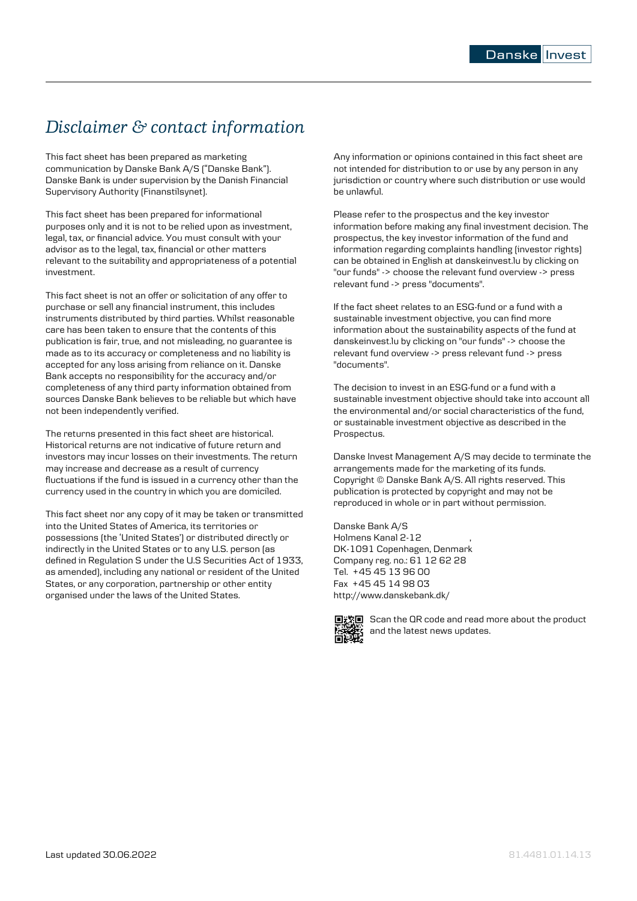# *Disclaimer & contact information*

This fact sheet has been prepared as marketing communication by Danske Bank A/S ("Danske Bank"). Danske Bank is under supervision by the Danish Financial Supervisory Authority (Finanstilsynet).

This fact sheet has been prepared for informational purposes only and it is not to be relied upon as investment, legal, tax, or financial advice. You must consult with your advisor as to the legal, tax, financial or other matters relevant to the suitability and appropriateness of a potential investment.

This fact sheet is not an offer or solicitation of any offer to purchase or sell any financial instrument, this includes instruments distributed by third parties. Whilst reasonable care has been taken to ensure that the contents of this publication is fair, true, and not misleading, no guarantee is made as to its accuracy or completeness and no liability is accepted for any loss arising from reliance on it. Danske Bank accepts no responsibility for the accuracy and/or completeness of any third party information obtained from sources Danske Bank believes to be reliable but which have not been independently verified.

The returns presented in this fact sheet are historical. Historical returns are not indicative of future return and investors may incur losses on their investments. The return may increase and decrease as a result of currency fluctuations if the fund is issued in a currency other than the currency used in the country in which you are domiciled.

This fact sheet nor any copy of it may be taken or transmitted into the United States of America, its territories or possessions (the 'United States') or distributed directly or indirectly in the United States or to any U.S. person (as defined in Regulation S under the U.S Securities Act of 1933, as amended), including any national or resident of the United States, or any corporation, partnership or other entity organised under the laws of the United States.

Any information or opinions contained in this fact sheet are not intended for distribution to or use by any person in any jurisdiction or country where such distribution or use would be unlawful.

Please refer to the prospectus and the key investor information before making any final investment decision. The prospectus, the key investor information of the fund and information regarding complaints handling (investor rights) can be obtained in English at danskeinvest.lu by clicking on "our funds" -> choose the relevant fund overview -> press relevant fund -> press "documents".

If the fact sheet relates to an ESG-fund or a fund with a sustainable investment objective, you can find more information about the sustainability aspects of the fund at danskeinvest.lu by clicking on "our funds" -> choose the relevant fund overview -> press relevant fund -> press "documents".

The decision to invest in an ESG-fund or a fund with a sustainable investment objective should take into account all the environmental and/or social characteristics of the fund, or sustainable investment objective as described in the Prospectus.

Danske Invest Management A/S may decide to terminate the arrangements made for the marketing of its funds. Copyright © Danske Bank A/S. All rights reserved. This publication is protected by copyright and may not be reproduced in whole or in part without permission.

Danske Bank A/S
Holmens Kanal 2-12
DK-1091 Copenhagen, Denmark
Company reg. no.: 61 12 62 28
Tel. +45 45 13 96 00
Fax +45 45 14 98 03
http://www.danskebank.dk/

Scan the QR code and read more about the product and the latest news updates.

Last updated 30.06.2022

81.4481.01.14.13